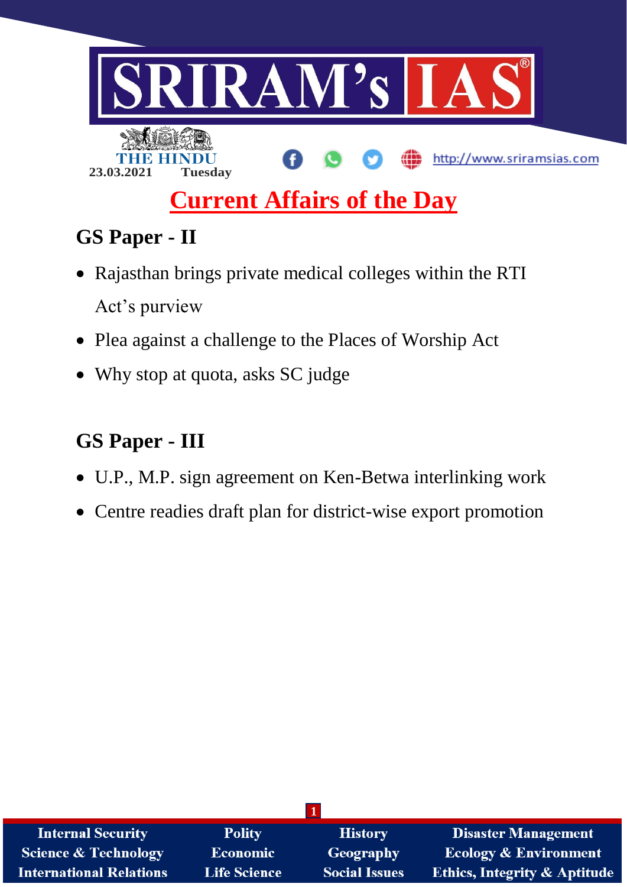# SRIRAM's IAS

THE HINDU

23.03.2021 Tuesday

http://www.sriramsias.com

## Current Affairs of the Day

## GS Paper - II

- Rajasthan brings private medical colleges within the RTI Act's purview
- Plea against a challenge to the Places of Worship Act
- Why stop at quota, asks SC judge

## GS Paper - III

- U.P., M.P. sign agreement on Ken-Betwa interlinking work
- Centre readies draft plan for district-wise export promotion

| Internal Security | Polity | History | Disaster Management |
|---|---|---|---|
| Science & Technology | Economic | Geography | Ecology & Environment |
| International Relations | Life Science | Social Issues | Ethics, Integrity & Aptitude |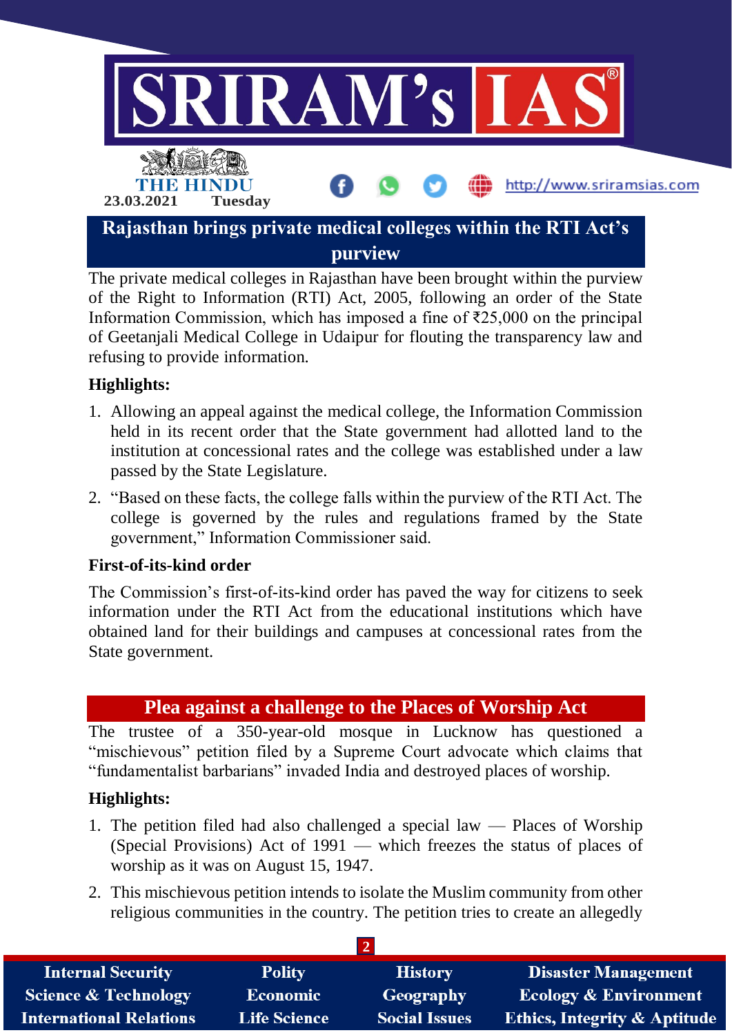## Rajasthan brings private medical colleges within the RTI Act's purview

The private medical colleges in Rajasthan have been brought within the purview of the Right to Information (RTI) Act, 2005, following an order of the State Information Commission, which has imposed a fine of ₹25,000 on the principal of Geetanjali Medical College in Udaipur for flouting the transparency law and refusing to provide information.

### Highlights:

1. Allowing an appeal against the medical college, the Information Commission held in its recent order that the State government had allotted land to the institution at concessional rates and the college was established under a law passed by the State Legislature.
2. "Based on these facts, the college falls within the purview of the RTI Act. The college is governed by the rules and regulations framed by the State government," Information Commissioner said.

### First-of-its-kind order

The Commission's first-of-its-kind order has paved the way for citizens to seek information under the RTI Act from the educational institutions which have obtained land for their buildings and campuses at concessional rates from the State government.

## Plea against a challenge to the Places of Worship Act

The trustee of a 350-year-old mosque in Lucknow has questioned a "mischievous" petition filed by a Supreme Court advocate which claims that "fundamentalist barbarians" invaded India and destroyed places of worship.

### Highlights:

1. The petition filed had also challenged a special law — Places of Worship (Special Provisions) Act of 1991 — which freezes the status of places of worship as it was on August 15, 1947.
2. This mischievous petition intends to isolate the Muslim community from other religious communities in the country. The petition tries to create an allegedly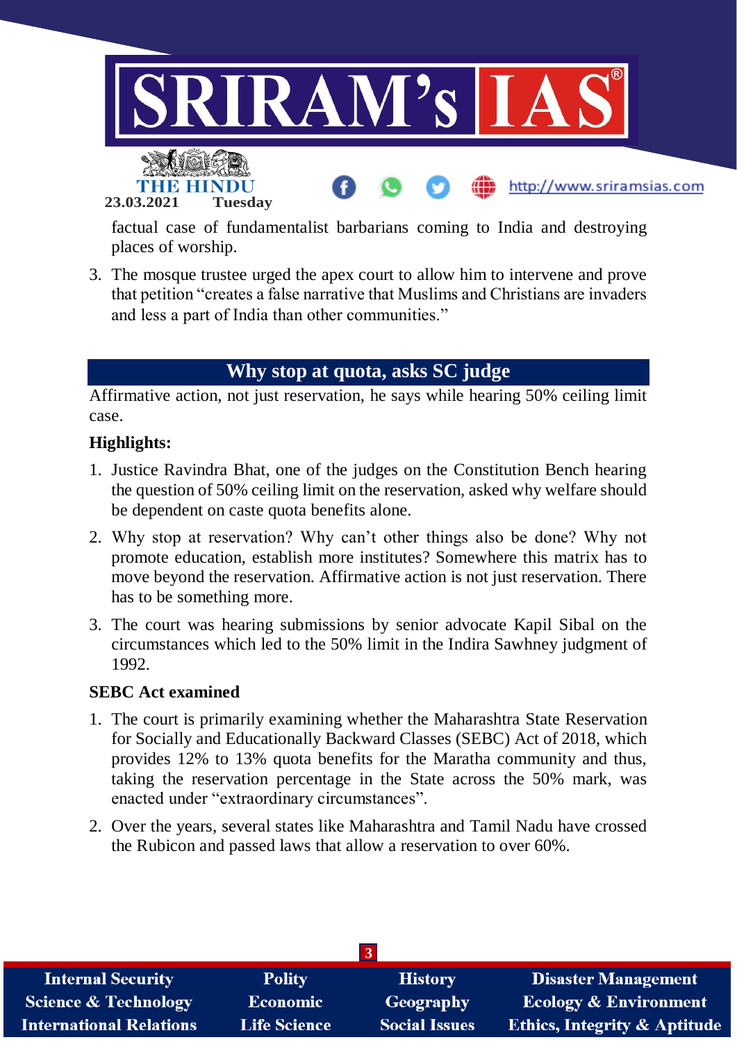factual case of fundamentalist barbarians coming to India and destroying places of worship.

3. The mosque trustee urged the apex court to allow him to intervene and prove that petition "creates a false narrative that Muslims and Christians are invaders and less a part of India than other communities."

## Why stop at quota, asks SC judge

Affirmative action, not just reservation, he says while hearing 50% ceiling limit case.

**Highlights:**

1. Justice Ravindra Bhat, one of the judges on the Constitution Bench hearing the question of 50% ceiling limit on the reservation, asked why welfare should be dependent on caste quota benefits alone.
2. Why stop at reservation? Why can't other things also be done? Why not promote education, establish more institutes? Somewhere this matrix has to move beyond the reservation. Affirmative action is not just reservation. There has to be something more.
3. The court was hearing submissions by senior advocate Kapil Sibal on the circumstances which led to the 50% limit in the Indira Sawhney judgment of 1992.

**SEBC Act examined**

1. The court is primarily examining whether the Maharashtra State Reservation for Socially and Educationally Backward Classes (SEBC) Act of 2018, which provides 12% to 13% quota benefits for the Maratha community and thus, taking the reservation percentage in the State across the 50% mark, was enacted under "extraordinary circumstances".
2. Over the years, several states like Maharashtra and Tamil Nadu have crossed the Rubicon and passed laws that allow a reservation to over 60%.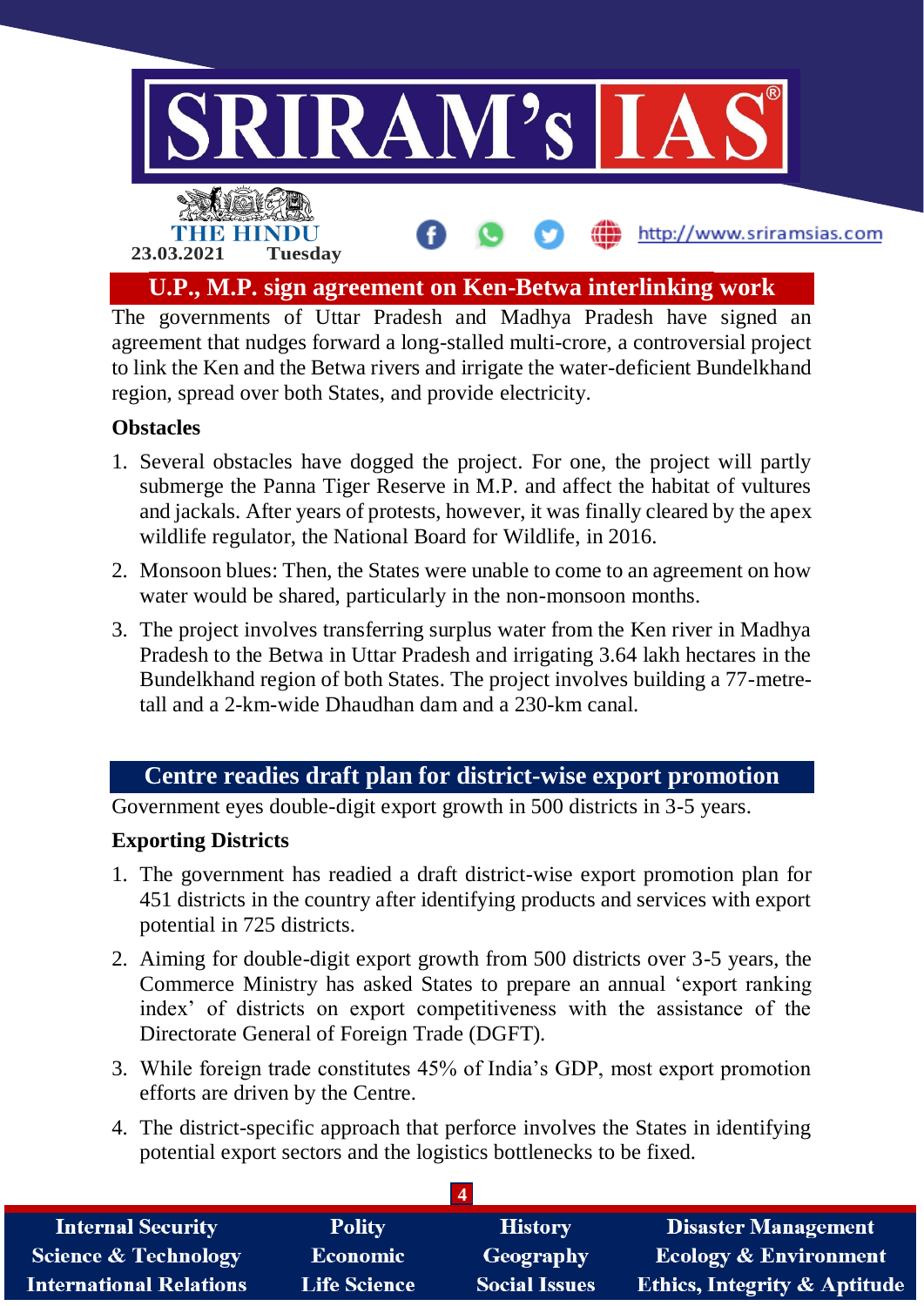## U.P., M.P. sign agreement on Ken-Betwa interlinking work

The governments of Uttar Pradesh and Madhya Pradesh have signed an agreement that nudges forward a long-stalled multi-crore, a controversial project to link the Ken and the Betwa rivers and irrigate the water-deficient Bundelkhand region, spread over both States, and provide electricity.

**Obstacles**

1. Several obstacles have dogged the project. For one, the project will partly submerge the Panna Tiger Reserve in M.P. and affect the habitat of vultures and jackals. After years of protests, however, it was finally cleared by the apex wildlife regulator, the National Board for Wildlife, in 2016.
2. Monsoon blues: Then, the States were unable to come to an agreement on how water would be shared, particularly in the non-monsoon months.
3. The project involves transferring surplus water from the Ken river in Madhya Pradesh to the Betwa in Uttar Pradesh and irrigating 3.64 lakh hectares in the Bundelkhand region of both States. The project involves building a 77-metre-tall and a 2-km-wide Dhaudhan dam and a 230-km canal.

## Centre readies draft plan for district-wise export promotion

Government eyes double-digit export growth in 500 districts in 3-5 years.

**Exporting Districts**

1. The government has readied a draft district-wise export promotion plan for 451 districts in the country after identifying products and services with export potential in 725 districts.
2. Aiming for double-digit export growth from 500 districts over 3-5 years, the Commerce Ministry has asked States to prepare an annual 'export ranking index' of districts on export competitiveness with the assistance of the Directorate General of Foreign Trade (DGFT).
3. While foreign trade constitutes 45% of India's GDP, most export promotion efforts are driven by the Centre.
4. The district-specific approach that perforce involves the States in identifying potential export sectors and the logistics bottlenecks to be fixed.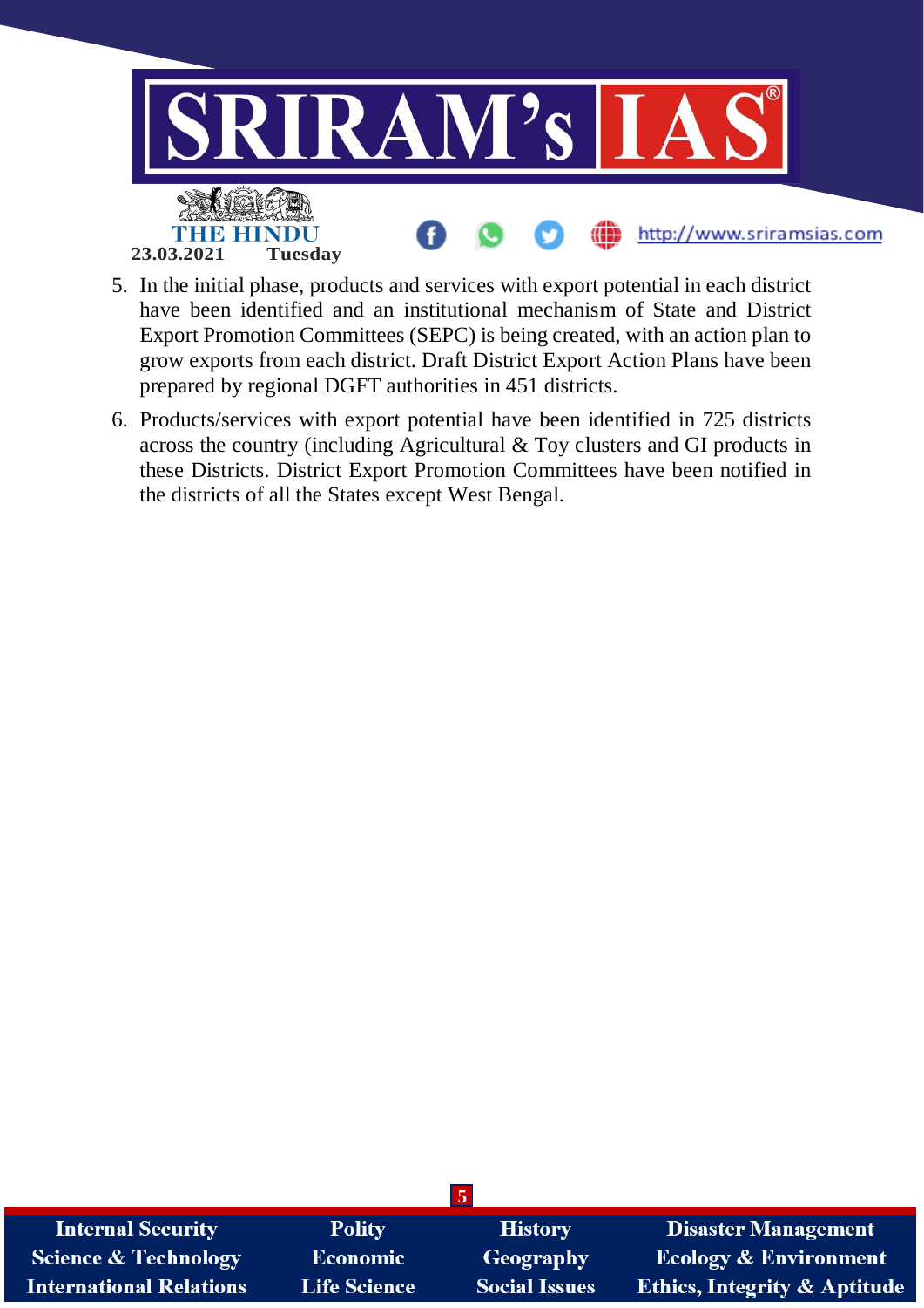5. In the initial phase, products and services with export potential in each district have been identified and an institutional mechanism of State and District Export Promotion Committees (SEPC) is being created, with an action plan to grow exports from each district. Draft District Export Action Plans have been prepared by regional DGFT authorities in 451 districts.
6. Products/services with export potential have been identified in 725 districts across the country (including Agricultural & Toy clusters and GI products in these Districts. District Export Promotion Committees have been notified in the districts of all the States except West Bengal.